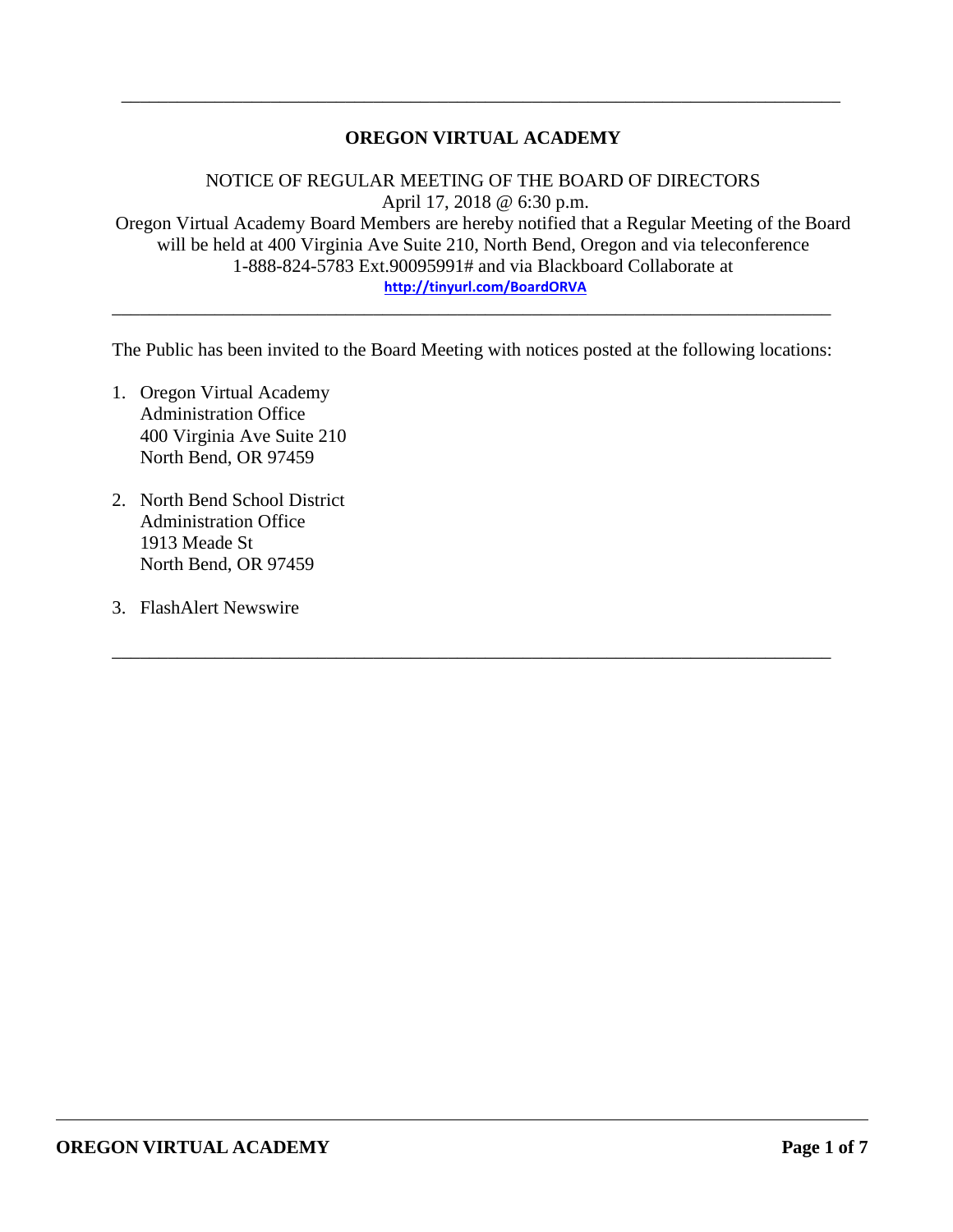# OREGON VIRTUAL ACADEMY

NOTICE OF REGULAR MEETING OF THE BOARD OF DIRECTORS
April 17, 2018 @ 6:30 p.m.
Oregon Virtual Academy Board Members are hereby notified that a Regular Meeting of the Board will be held at 400 Virginia Ave Suite 210, North Bend, Oregon and via teleconference 1-888-824-5783 Ext.90095991# and via Blackboard Collaborate at
http://tinyurl.com/BoardORVA

---

The Public has been invited to the Board Meeting with notices posted at the following locations:

1. Oregon Virtual Academy
   Administration Office
   400 Virginia Ave Suite 210
   North Bend, OR 97459

2. North Bend School District
   Administration Office
   1913 Meade St
   North Bend, OR 97459

3. FlashAlert Newswire

---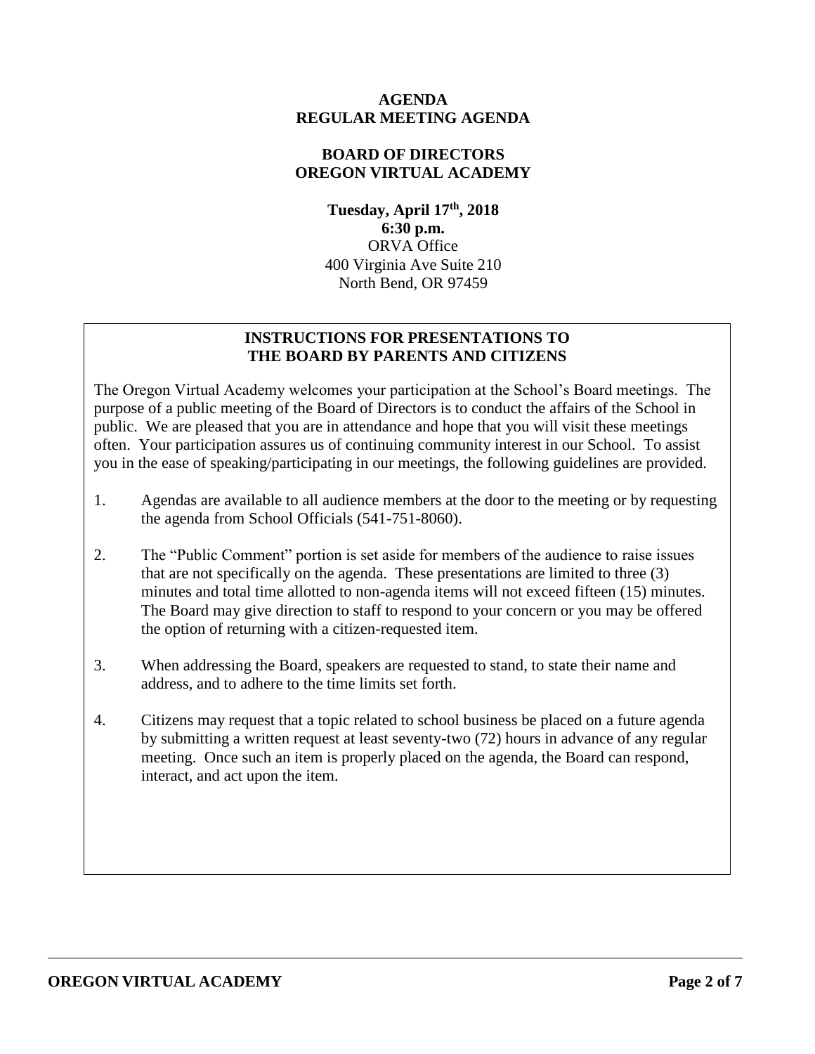# AGENDA
# REGULAR MEETING AGENDA

## BOARD OF DIRECTORS
## OREGON VIRTUAL ACADEMY

**Tuesday, April 17th, 2018**
**6:30 p.m.**
ORVA Office
400 Virginia Ave Suite 210
North Bend, OR 97459

### INSTRUCTIONS FOR PRESENTATIONS TO THE BOARD BY PARENTS AND CITIZENS

The Oregon Virtual Academy welcomes your participation at the School's Board meetings. The purpose of a public meeting of the Board of Directors is to conduct the affairs of the School in public. We are pleased that you are in attendance and hope that you will visit these meetings often. Your participation assures us of continuing community interest in our School. To assist you in the ease of speaking/participating in our meetings, the following guidelines are provided.

1. Agendas are available to all audience members at the door to the meeting or by requesting the agenda from School Officials (541-751-8060).
2. The "Public Comment" portion is set aside for members of the audience to raise issues that are not specifically on the agenda. These presentations are limited to three (3) minutes and total time allotted to non-agenda items will not exceed fifteen (15) minutes. The Board may give direction to staff to respond to your concern or you may be offered the option of returning with a citizen-requested item.
3. When addressing the Board, speakers are requested to stand, to state their name and address, and to adhere to the time limits set forth.
4. Citizens may request that a topic related to school business be placed on a future agenda by submitting a written request at least seventy-two (72) hours in advance of any regular meeting. Once such an item is properly placed on the agenda, the Board can respond, interact, and act upon the item.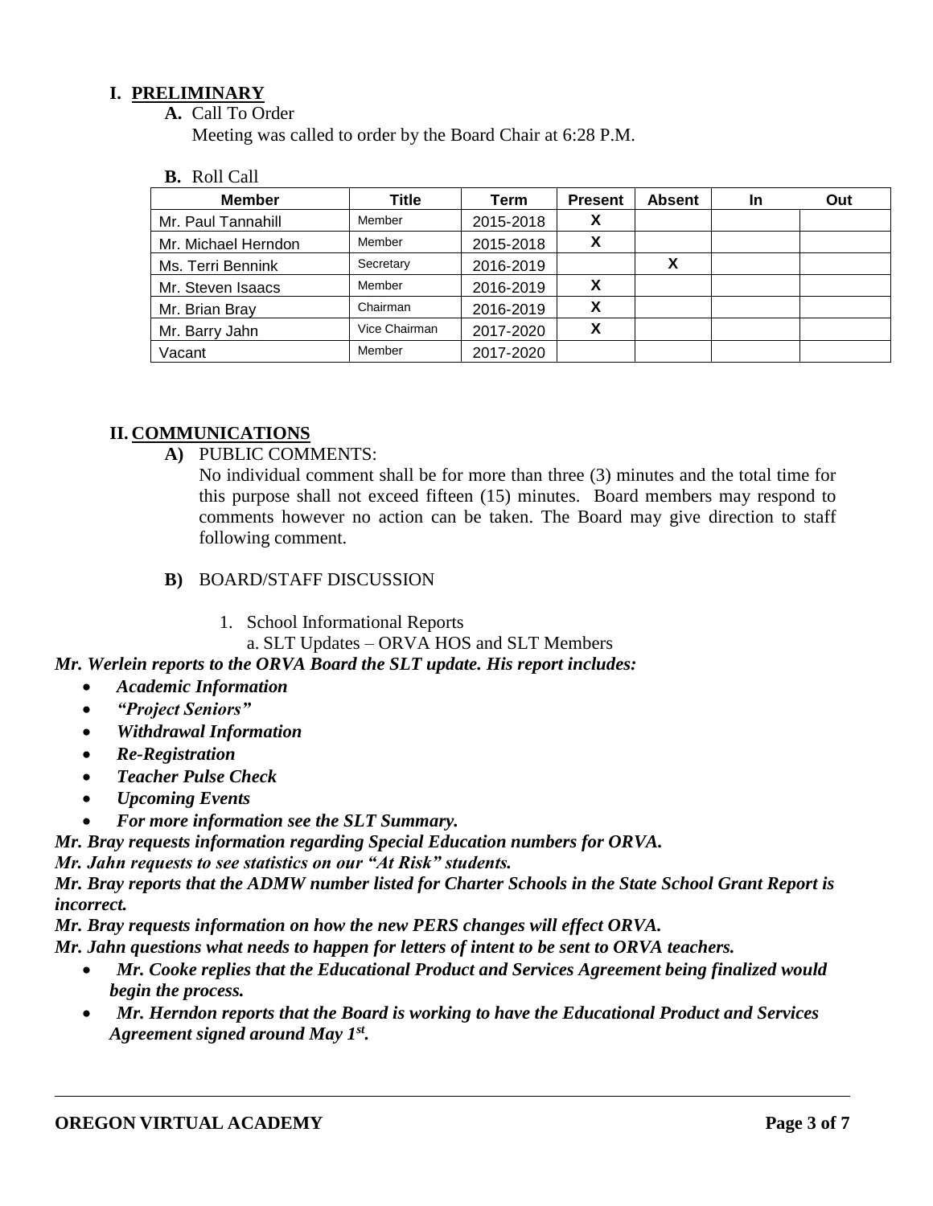## I. PRELIMINARY

**A.** Call To Order

Meeting was called to order by the Board Chair at 6:28 P.M.

**B.** Roll Call

| Member | Title | Term | Present | Absent | In | Out |
|---|---|---|---|---|---|---|
| Mr. Paul Tannahill | Member | 2015-2018 | X | | | |
| Mr. Michael Herndon | Member | 2015-2018 | X | | | |
| Ms. Terri Bennink | Secretary | 2016-2019 | | X | | |
| Mr. Steven Isaacs | Member | 2016-2019 | X | | | |
| Mr. Brian Bray | Chairman | 2016-2019 | X | | | |
| Mr. Barry Jahn | Vice Chairman | 2017-2020 | X | | | |
| Vacant | Member | 2017-2020 | | | | |

## II. COMMUNICATIONS

**A)** PUBLIC COMMENTS:

No individual comment shall be for more than three (3) minutes and the total time for this purpose shall not exceed fifteen (15) minutes. Board members may respond to comments however no action can be taken. The Board may give direction to staff following comment.

**B)** BOARD/STAFF DISCUSSION

1. School Informational Reports

   a. SLT Updates – ORVA HOS and SLT Members

***Mr. Werlein reports to the ORVA Board the SLT update. His report includes:***

- ***Academic Information***
- ***"Project Seniors"***
- ***Withdrawal Information***
- ***Re-Registration***
- ***Teacher Pulse Check***
- ***Upcoming Events***
- ***For more information see the SLT Summary.***

***Mr. Bray requests information regarding Special Education numbers for ORVA.***

***Mr. Jahn requests to see statistics on our "At Risk" students.***

***Mr. Bray reports that the ADMW number listed for Charter Schools in the State School Grant Report is incorrect.***

***Mr. Bray requests information on how the new PERS changes will effect ORVA.***

***Mr. Jahn questions what needs to happen for letters of intent to be sent to ORVA teachers.***

- ***Mr. Cooke replies that the Educational Product and Services Agreement being finalized would begin the process.***
- ***Mr. Herndon reports that the Board is working to have the Educational Product and Services Agreement signed around May 1st.***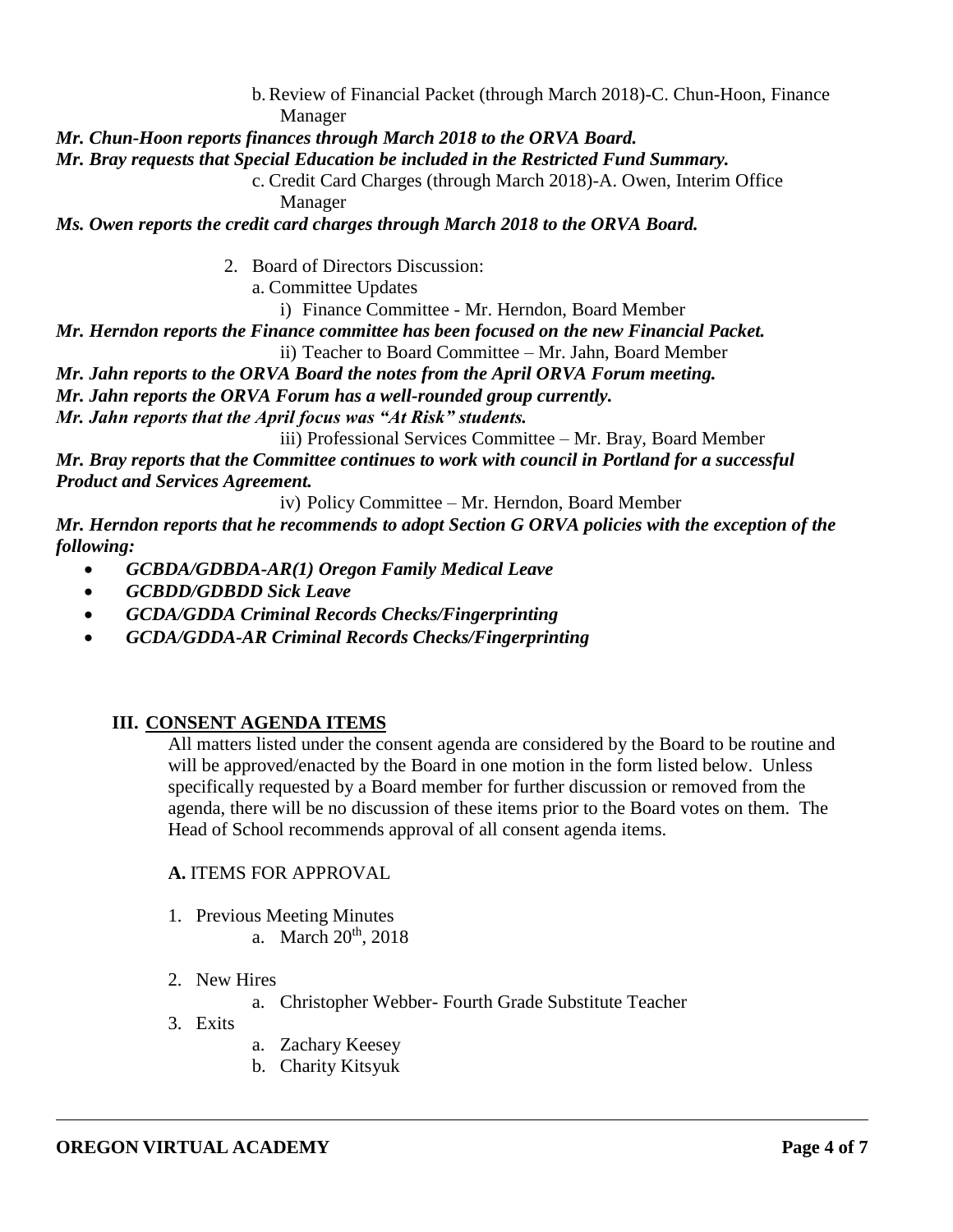b. Review of Financial Packet (through March 2018)-C. Chun-Hoon, Finance Manager

***Mr. Chun-Hoon reports finances through March 2018 to the ORVA Board.***

***Mr. Bray requests that Special Education be included in the Restricted Fund Summary.***

c. Credit Card Charges (through March 2018)-A. Owen, Interim Office Manager

***Ms. Owen reports the credit card charges through March 2018 to the ORVA Board.***

2. Board of Directors Discussion:

a. Committee Updates

i) Finance Committee - Mr. Herndon, Board Member

***Mr. Herndon reports the Finance committee has been focused on the new Financial Packet.***

ii) Teacher to Board Committee – Mr. Jahn, Board Member

***Mr. Jahn reports to the ORVA Board the notes from the April ORVA Forum meeting.***

***Mr. Jahn reports the ORVA Forum has a well-rounded group currently.***

***Mr. Jahn reports that the April focus was "At Risk" students.***

iii) Professional Services Committee – Mr. Bray, Board Member

***Mr. Bray reports that the Committee continues to work with council in Portland for a successful Product and Services Agreement.***

iv) Policy Committee – Mr. Herndon, Board Member

***Mr. Herndon reports that he recommends to adopt Section G ORVA policies with the exception of the following:***

- ***GCBDA/GDBDA-AR(1) Oregon Family Medical Leave***
- ***GCBDD/GDBDD Sick Leave***
- ***GCDA/GDDA Criminal Records Checks/Fingerprinting***
- ***GCDA/GDDA-AR Criminal Records Checks/Fingerprinting***

## III. CONSENT AGENDA ITEMS

All matters listed under the consent agenda are considered by the Board to be routine and will be approved/enacted by the Board in one motion in the form listed below. Unless specifically requested by a Board member for further discussion or removed from the agenda, there will be no discussion of these items prior to the Board votes on them. The Head of School recommends approval of all consent agenda items.

**A.** ITEMS FOR APPROVAL

1. Previous Meeting Minutes
   a. March 20th, 2018
2. New Hires
   a. Christopher Webber- Fourth Grade Substitute Teacher
3. Exits
   a. Zachary Keesey
   b. Charity Kitsyuk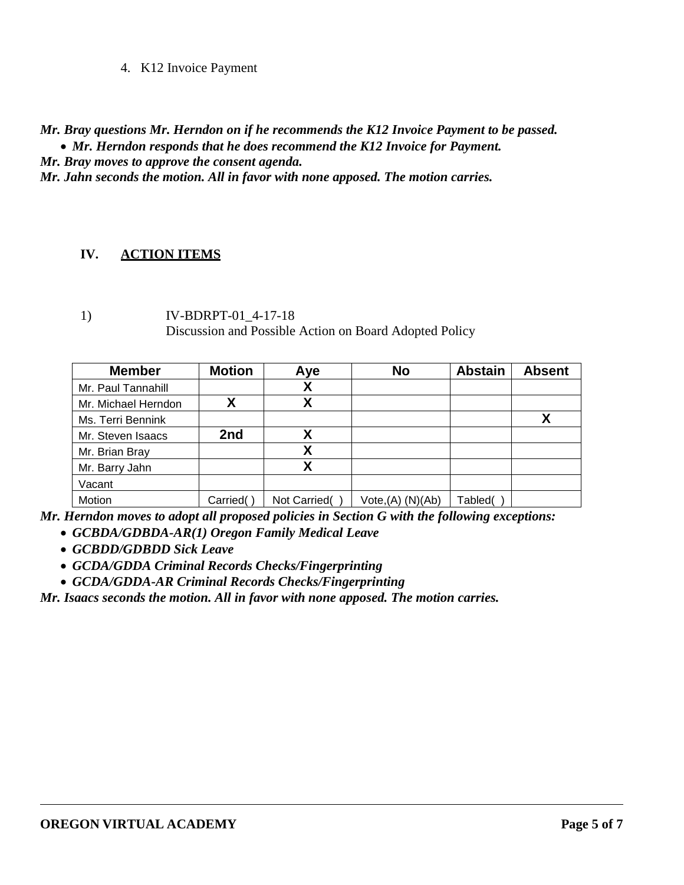4. K12 Invoice Payment

***Mr. Bray questions Mr. Herndon on if he recommends the K12 Invoice Payment to be passed.***

- ***Mr. Herndon responds that he does recommend the K12 Invoice for Payment.***

***Mr. Bray moves to approve the consent agenda.***

***Mr. Jahn seconds the motion. All in favor with none apposed. The motion carries.***

## IV. ACTION ITEMS

1) IV-BDRPT-01_4-17-18
Discussion and Possible Action on Board Adopted Policy

| Member | Motion | Aye | No | Abstain | Absent |
|---|---|---|---|---|---|
| Mr. Paul Tannahill | | X | | | |
| Mr. Michael Herndon | X | X | | | |
| Ms. Terri Bennink | | | | | X |
| Mr. Steven Isaacs | 2nd | X | | | |
| Mr. Brian Bray | | X | | | |
| Mr. Barry Jahn | | X | | | |
| Vacant | | | | | |
| Motion | Carried( ) | Not Carried( ) | Vote,(A) (N)(Ab) | Tabled( ) | |

***Mr. Herndon moves to adopt all proposed policies in Section G with the following exceptions:***

- ***GCBDA/GDBDA-AR(1) Oregon Family Medical Leave***
- ***GCBDD/GDBDD Sick Leave***
- ***GCDA/GDDA Criminal Records Checks/Fingerprinting***
- ***GCDA/GDDA-AR Criminal Records Checks/Fingerprinting***

***Mr. Isaacs seconds the motion. All in favor with none apposed. The motion carries.***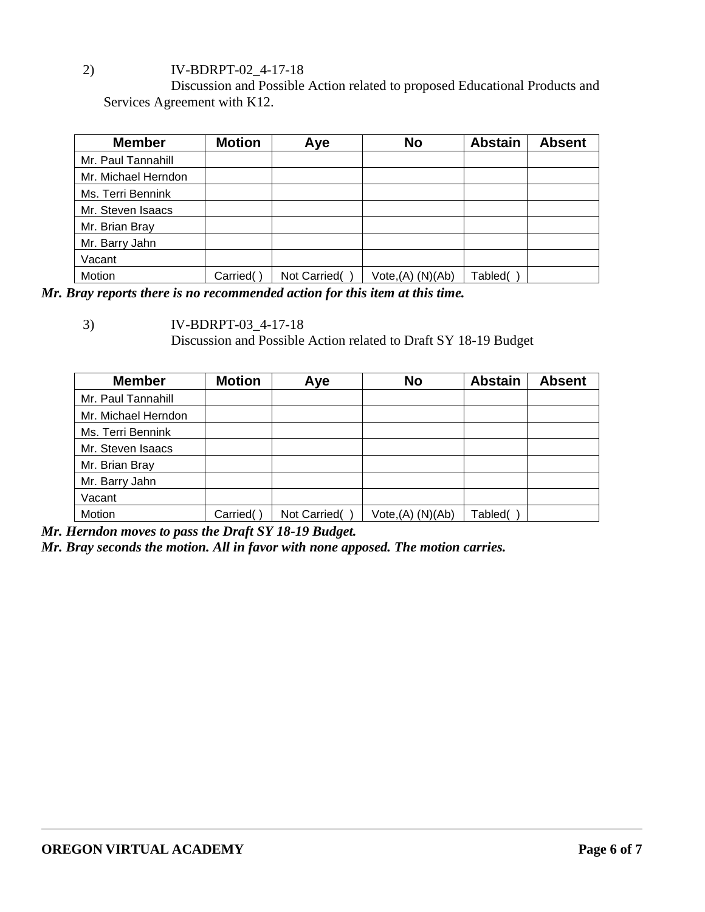2) IV-BDRPT-02_4-17-18

Discussion and Possible Action related to proposed Educational Products and Services Agreement with K12.

| Member | Motion | Aye | No | Abstain | Absent |
|---|---|---|---|---|---|
| Mr. Paul Tannahill | | | | | |
| Mr. Michael Herndon | | | | | |
| Ms. Terri Bennink | | | | | |
| Mr. Steven Isaacs | | | | | |
| Mr. Brian Bray | | | | | |
| Mr. Barry Jahn | | | | | |
| Vacant | | | | | |
| Motion | Carried( ) | Not Carried( ) | Vote,(A) (N)(Ab) | Tabled( ) | |

***Mr. Bray reports there is no recommended action for this item at this time.***

3) IV-BDRPT-03_4-17-18

Discussion and Possible Action related to Draft SY 18-19 Budget

| Member | Motion | Aye | No | Abstain | Absent |
|---|---|---|---|---|---|
| Mr. Paul Tannahill | | | | | |
| Mr. Michael Herndon | | | | | |
| Ms. Terri Bennink | | | | | |
| Mr. Steven Isaacs | | | | | |
| Mr. Brian Bray | | | | | |
| Mr. Barry Jahn | | | | | |
| Vacant | | | | | |
| Motion | Carried( ) | Not Carried( ) | Vote,(A) (N)(Ab) | Tabled( ) | |

***Mr. Herndon moves to pass the Draft SY 18-19 Budget.***
***Mr. Bray seconds the motion. All in favor with none apposed. The motion carries.***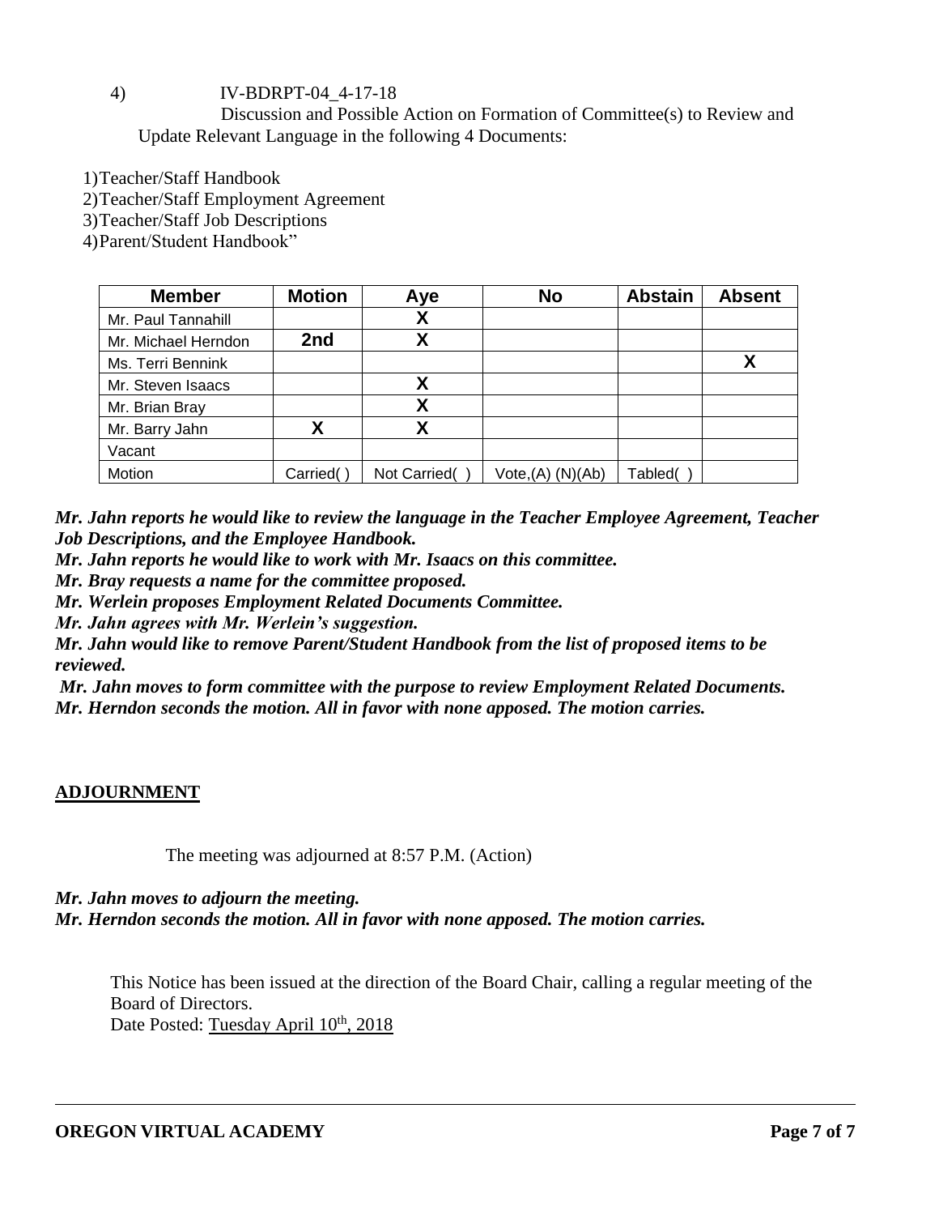4) IV-BDRPT-04_4-17-18

Discussion and Possible Action on Formation of Committee(s) to Review and Update Relevant Language in the following 4 Documents:

1) Teacher/Staff Handbook
2) Teacher/Staff Employment Agreement
3) Teacher/Staff Job Descriptions
4) Parent/Student Handbook"

| Member | Motion | Aye | No | Abstain | Absent |
|---|---|---|---|---|---|
| Mr. Paul Tannahill | | X | | | |
| Mr. Michael Herndon | 2nd | X | | | |
| Ms. Terri Bennink | | | | | X |
| Mr. Steven Isaacs | | X | | | |
| Mr. Brian Bray | | X | | | |
| Mr. Barry Jahn | X | X | | | |
| Vacant | | | | | |
| Motion | Carried( ) | Not Carried( ) | Vote,(A) (N)(Ab) | Tabled( ) | |

***Mr. Jahn reports he would like to review the language in the Teacher Employee Agreement, Teacher Job Descriptions, and the Employee Handbook.***
***Mr. Jahn reports he would like to work with Mr. Isaacs on this committee.***
***Mr. Bray requests a name for the committee proposed.***
***Mr. Werlein proposes Employment Related Documents Committee.***
***Mr. Jahn agrees with Mr. Werlein's suggestion.***
***Mr. Jahn would like to remove Parent/Student Handbook from the list of proposed items to be reviewed.***
***Mr. Jahn moves to form committee with the purpose to review Employment Related Documents.***
***Mr. Herndon seconds the motion. All in favor with none apposed. The motion carries.***

## ADJOURNMENT

The meeting was adjourned at 8:57 P.M. (Action)

***Mr. Jahn moves to adjourn the meeting.***
***Mr. Herndon seconds the motion. All in favor with none apposed. The motion carries.***

This Notice has been issued at the direction of the Board Chair, calling a regular meeting of the Board of Directors.
Date Posted: Tuesday April 10th, 2018

**OREGON VIRTUAL ACADEMY**